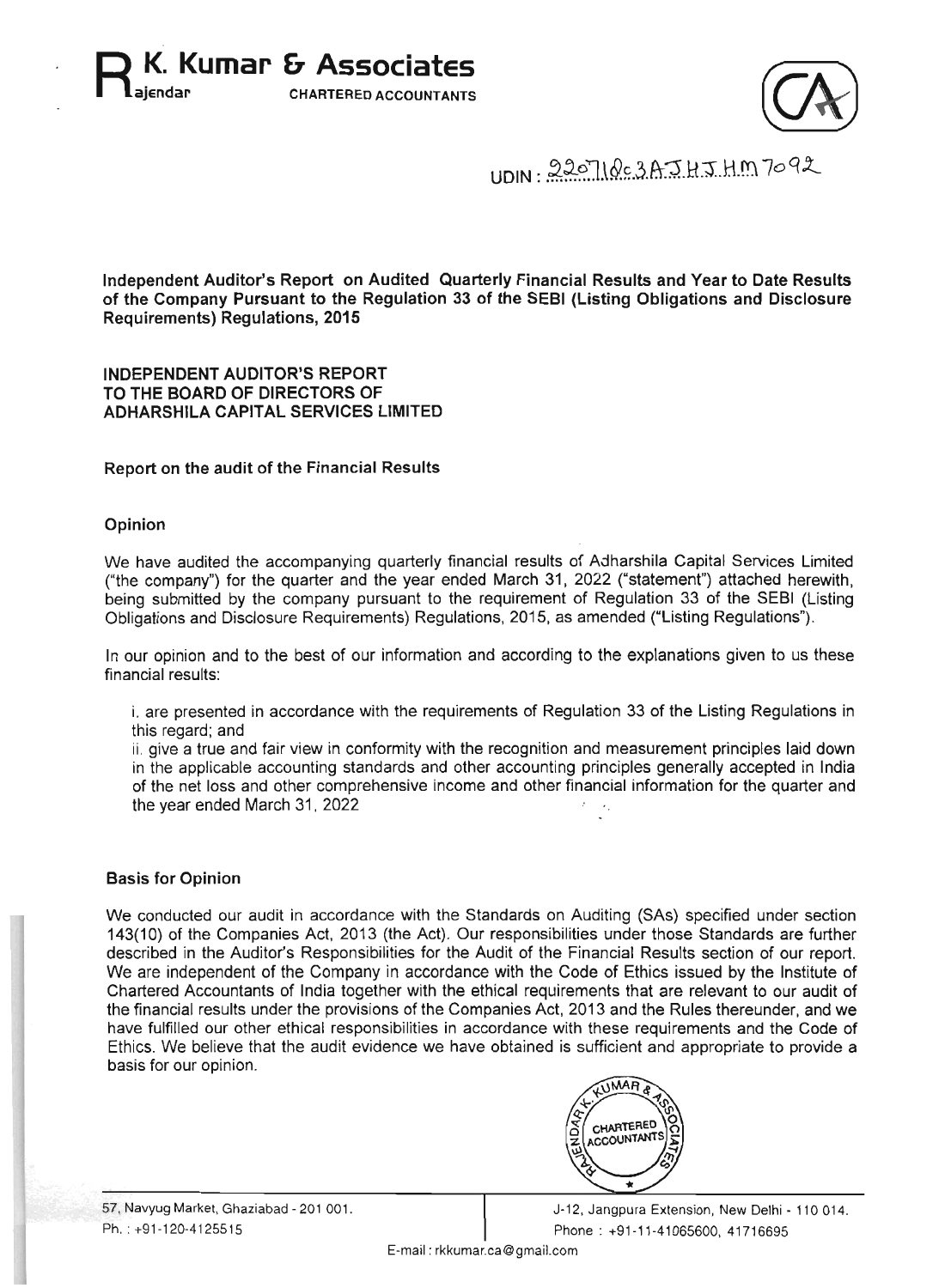# Rajendar K. Kumar & Associates

CHARTERED ACCOUNTANTS

UDIN : 22071083AJHJHM7092

**Independent Auditor's Report on Audited Quarterly Financial Results and Year to Date Results of the Company Pursuant to the Regulation 33 of the SEBI (Listing Obligations and Disclosure Requirements) Regulations, 2015**

**INDEPENDENT AUDITOR'S REPORT**
**TO THE BOARD OF DIRECTORS OF**
**ADHARSHILA CAPITAL SERVICES LIMITED**

## Report on the audit of the Financial Results

### Opinion

We have audited the accompanying quarterly financial results of Adharshila Capital Services Limited ("the company") for the quarter and the year ended March 31, 2022 ("statement") attached herewith, being submitted by the company pursuant to the requirement of Regulation 33 of the SEBI (Listing Obligations and Disclosure Requirements) Regulations, 2015, as amended ("Listing Regulations").

In our opinion and to the best of our information and according to the explanations given to us these financial results:

i. are presented in accordance with the requirements of Regulation 33 of the Listing Regulations in this regard; and

ii. give a true and fair view in conformity with the recognition and measurement principles laid down in the applicable accounting standards and other accounting principles generally accepted in India of the net loss and other comprehensive income and other financial information for the quarter and the year ended March 31, 2022

### Basis for Opinion

We conducted our audit in accordance with the Standards on Auditing (SAs) specified under section 143(10) of the Companies Act, 2013 (the Act). Our responsibilities under those Standards are further described in the Auditor's Responsibilities for the Audit of the Financial Results section of our report. We are independent of the Company in accordance with the Code of Ethics issued by the Institute of Chartered Accountants of India together with the ethical requirements that are relevant to our audit of the financial results under the provisions of the Companies Act, 2013 and the Rules thereunder, and we have fulfilled our other ethical responsibilities in accordance with these requirements and the Code of Ethics. We believe that the audit evidence we have obtained is sufficient and appropriate to provide a basis for our opinion.

57, Navyug Market, Ghaziabad - 201 001.
Ph. : +91-120-4125515

J-12, Jangpura Extension, New Delhi - 110 014.
Phone : +91-11-41065600, 41716695

E-mail : rkkumar.ca@gmail.com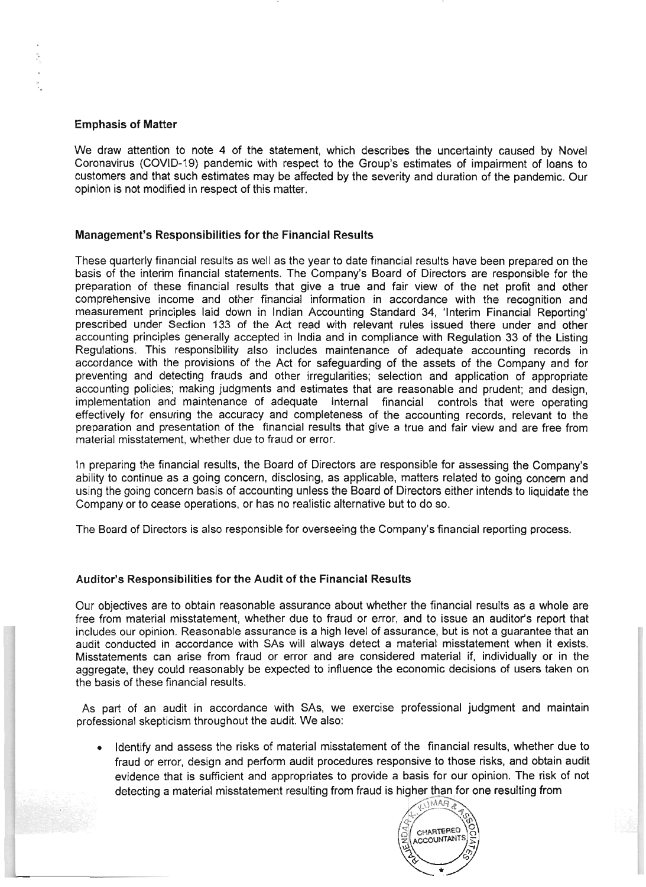### Emphasis of Matter

We draw attention to note 4 of the statement, which describes the uncertainty caused by Novel Coronavirus (COVID-19) pandemic with respect to the Group's estimates of impairment of loans to customers and that such estimates may be affected by the severity and duration of the pandemic. Our opinion is not modified in respect of this matter.

### Management's Responsibilities for the Financial Results

These quarterly financial results as well as the year to date financial results have been prepared on the basis of the interim financial statements. The Company's Board of Directors are responsible for the preparation of these financial results that give a true and fair view of the net profit and other comprehensive income and other financial information in accordance with the recognition and measurement principles laid down in Indian Accounting Standard 34, 'Interim Financial Reporting' prescribed under Section 133 of the Act read with relevant rules issued there under and other accounting principles generally accepted in India and in compliance with Regulation 33 of the Listing Regulations. This responsibility also includes maintenance of adequate accounting records in accordance with the provisions of the Act for safeguarding of the assets of the Company and for preventing and detecting frauds and other irregularities; selection and application of appropriate accounting policies; making judgments and estimates that are reasonable and prudent; and design, implementation and maintenance of adequate internal financial controls that were operating effectively for ensuring the accuracy and completeness of the accounting records, relevant to the preparation and presentation of the financial results that give a true and fair view and are free from material misstatement, whether due to fraud or error.

In preparing the financial results, the Board of Directors are responsible for assessing the Company's ability to continue as a going concern, disclosing, as applicable, matters related to going concern and using the going concern basis of accounting unless the Board of Directors either intends to liquidate the Company or to cease operations, or has no realistic alternative but to do so.

The Board of Directors is also responsible for overseeing the Company's financial reporting process.

### Auditor's Responsibilities for the Audit of the Financial Results

Our objectives are to obtain reasonable assurance about whether the financial results as a whole are free from material misstatement, whether due to fraud or error, and to issue an auditor's report that includes our opinion. Reasonable assurance is a high level of assurance, but is not a guarantee that an audit conducted in accordance with SAs will always detect a material misstatement when it exists. Misstatements can arise from fraud or error and are considered material if, individually or in the aggregate, they could reasonably be expected to influence the economic decisions of users taken on the basis of these financial results.

As part of an audit in accordance with SAs, we exercise professional judgment and maintain professional skepticism throughout the audit. We also:

- Identify and assess the risks of material misstatement of the financial results, whether due to fraud or error, design and perform audit procedures responsive to those risks, and obtain audit evidence that is sufficient and appropriates to provide a basis for our opinion. The risk of not detecting a material misstatement resulting from fraud is higher than for one resulting from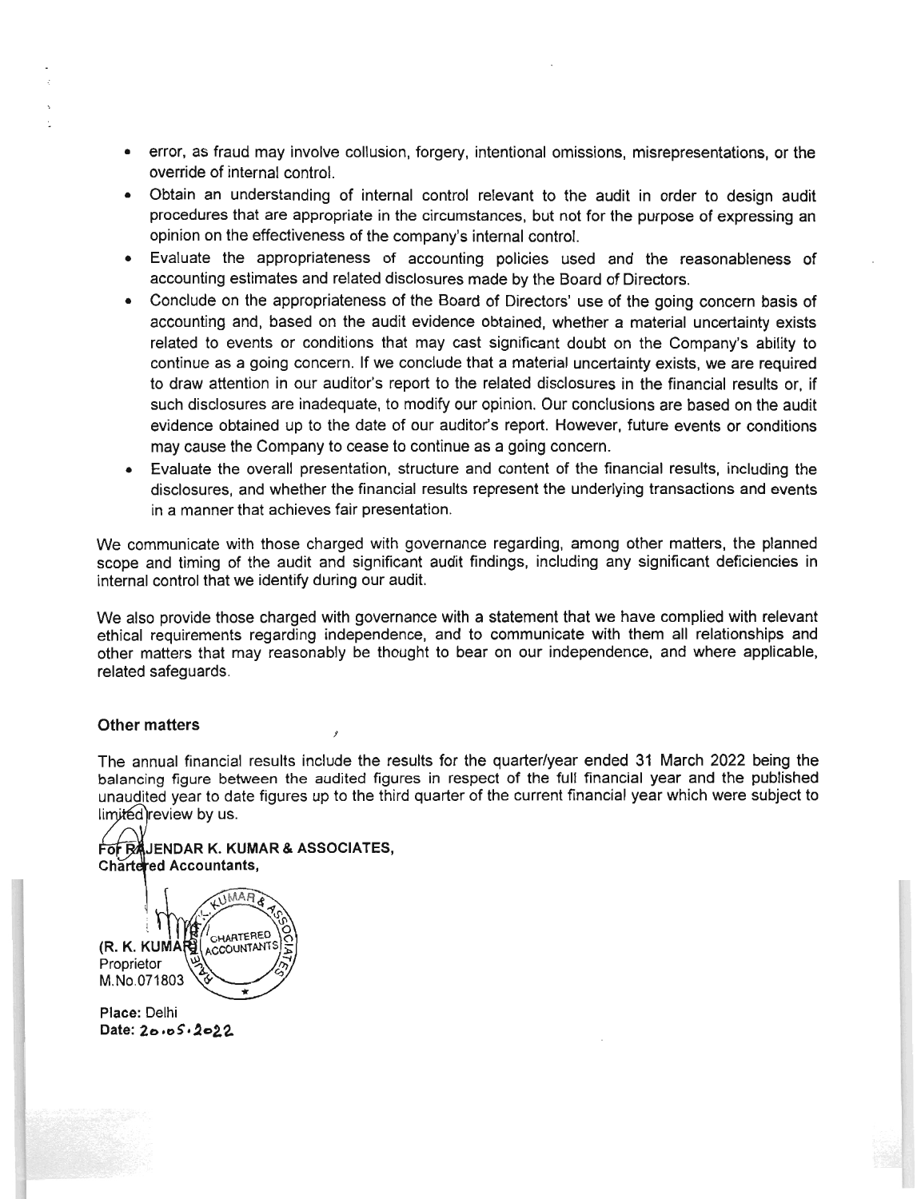- error, as fraud may involve collusion, forgery, intentional omissions, misrepresentations, or the override of internal control.
- Obtain an understanding of internal control relevant to the audit in order to design audit procedures that are appropriate in the circumstances, but not for the purpose of expressing an opinion on the effectiveness of the company's internal control.
- Evaluate the appropriateness of accounting policies used and the reasonableness of accounting estimates and related disclosures made by the Board of Directors.
- Conclude on the appropriateness of the Board of Directors' use of the going concern basis of accounting and, based on the audit evidence obtained, whether a material uncertainty exists related to events or conditions that may cast significant doubt on the Company's ability to continue as a going concern. If we conclude that a material uncertainty exists, we are required to draw attention in our auditor's report to the related disclosures in the financial results or, if such disclosures are inadequate, to modify our opinion. Our conclusions are based on the audit evidence obtained up to the date of our auditor's report. However, future events or conditions may cause the Company to cease to continue as a going concern.
- Evaluate the overall presentation, structure and content of the financial results, including the disclosures, and whether the financial results represent the underlying transactions and events in a manner that achieves fair presentation.

We communicate with those charged with governance regarding, among other matters, the planned scope and timing of the audit and significant audit findings, including any significant deficiencies in internal control that we identify during our audit.

We also provide those charged with governance with a statement that we have complied with relevant ethical requirements regarding independence, and to communicate with them all relationships and other matters that may reasonably be thought to bear on our independence, and where applicable, related safeguards.

**Other matters**

The annual financial results include the results for the quarter/year ended 31 March 2022 being the balancing figure between the audited figures in respect of the full financial year and the published unaudited year to date figures up to the third quarter of the current financial year which were subject to limited review by us.

**For RAJENDAR K. KUMAR & ASSOCIATES,**
**Chartered Accountants,**

(R. K. KUMAR)
Proprietor
M.No.071803

Place: Delhi
Date: 20.05.2022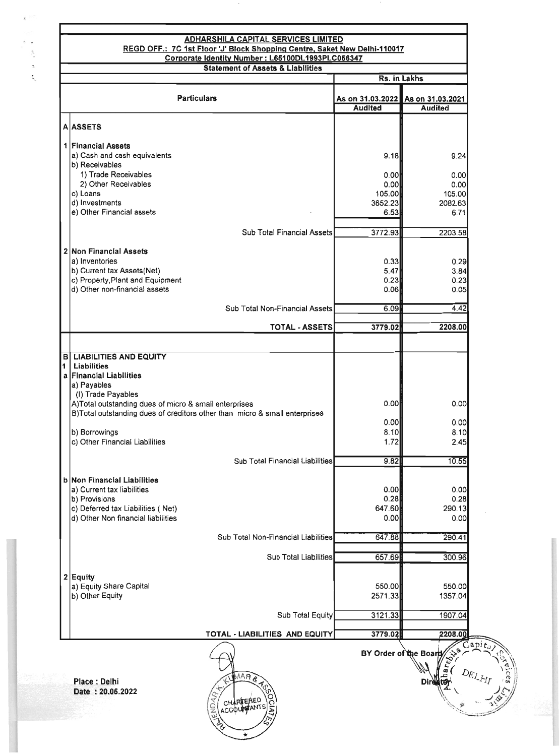**ADHARSHILA CAPITAL SERVICES LIMITED**

**REGD OFF.: 7C 1st Floor 'J' Block Shopping Centre, Saket New Delhi-110017**

**Corporate Identity Number : L65100DL1993PLC056347**

**Statement of Assets & Liabilities**

| | Particulars | Rs. in Lakhs | |
|---|---|---|---|
| | | As on 31.03.2022 | As on 31.03.2021 |
| | | Audited | Audited |
| **A** | **ASSETS** | | |
| **1** | **Financial Assets** | | |
| | a) Cash and cash equivalents | 9.18 | 9.24 |
| | b) Receivables | | |
| | 1) Trade Receivables | 0.00 | 0.00 |
| | 2) Other Receivables | 0.00 | 0.00 |
| | c) Loans | 105.00 | 105.00 |
| | d) Investments | 3652.23 | 2082.63 |
| | e) Other Financial assets | 6.53 | 6.71 |
| | Sub Total Financial Assets | 3772.93 | 2203.58 |
| **2** | **Non Financial Assets** | | |
| | a) Inventories | 0.33 | 0.29 |
| | b) Current tax Assets(Net) | 5.47 | 3.84 |
| | c) Property,Plant and Equipment | 0.23 | 0.23 |
| | d) Other non-financial assets | 0.06 | 0.05 |
| | Sub Total Non-Financial Assets | 6.09 | 4.42 |
| | **TOTAL - ASSETS** | **3779.02** | **2208.00** |
| **B** | **LIABILITIES AND EQUITY** | | |
| **1** | **Liabilities** | | |
| **a** | **Financial Liabilities** | | |
| | a) Payables | | |
| | (I) Trade Payables | | |
| | A)Total outstanding dues of micro & small enterprises | 0.00 | 0.00 |
| | B)Total outstanding dues of creditors other than micro & small enterprises | 0.00 | 0.00 |
| | b) Borrowings | 8.10 | 8.10 |
| | c) Other Financial Liabilities | 1.72 | 2.45 |
| | Sub Total Financial Liabilities | 9.82 | 10.55 |
| **b** | **Non Financial Liabilities** | | |
| | a) Current tax liabilities | 0.00 | 0.00 |
| | b) Provisions | 0.28 | 0.28 |
| | c) Deferred tax Liabilities ( Net) | 647.60 | 290.13 |
| | d) Other Non financial liabilities | 0.00 | 0.00 |
| | Sub Total Non-Financial Liabilities | 647.88 | 290.41 |
| | Sub Total Liabilities | 657.69 | 300.96 |
| **2** | **Equity** | | |
| | a) Equity Share Capital | 550.00 | 550.00 |
| | b) Other Equity | 2571.33 | 1357.04 |
| | Sub Total Equity | 3121.33 | 1907.04 |
| | **TOTAL - LIABILITIES AND EQUITY** | **3779.02** | **2208.00** |

BY Order of the Board

Director

**Place : Delhi**

**Date : 20.05.2022**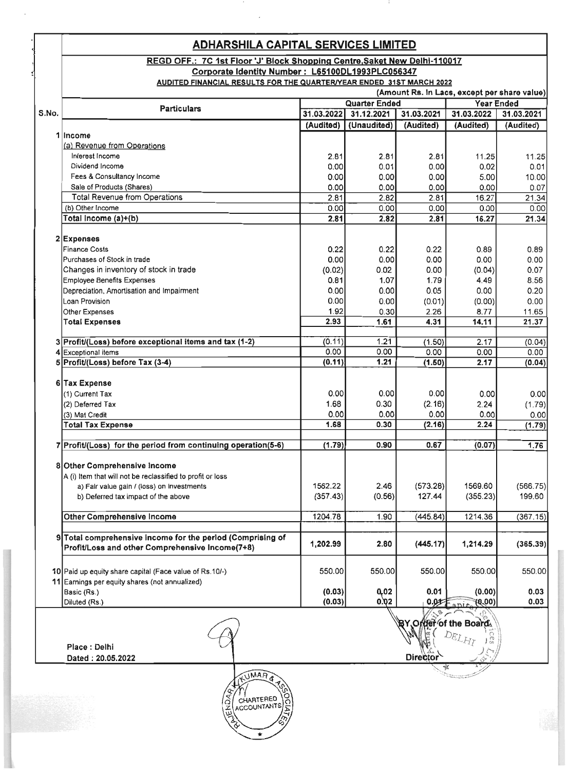# ADHARSHILA CAPITAL SERVICES LIMITED

**REGD OFF.: 7C 1st Floor 'J' Block Shopping Centre,Saket New Delhi-110017**

**Corporate Identity Number : L65100DL1993PLC056347**

**AUDITED FINANCIAL RESULTS FOR THE QUARTER/YEAR ENDED 31ST MARCH 2022**

(Amount Rs. In Lacs, except per share value)

| S.No. | Particulars | Quarter Ended | | | Year Ended | |
|---|---|---|---|---|---|---|
| | | 31.03.2022 | 31.12.2021 | 31.03.2021 | 31.03.2022 | 31.03.2021 |
| | | (Audited) | (Unaudited) | (Audited) | (Audited) | (Audited) |
| 1 | **Income** | | | | | |
| | (a) Revenue from Operations | | | | | |
| | Interest Income | 2.81 | 2.81 | 2.81 | 11.25 | 11.25 |
| | Dividend Income | 0.00 | 0.01 | 0.00 | 0.02 | 0.01 |
| | Fees & Consultancy Income | 0.00 | 0.00 | 0.00 | 5.00 | 10.00 |
| | Sale of Products (Shares) | 0.00 | 0.00 | 0.00 | 0.00 | 0.07 |
| | Total Revenue from Operations | 2.81 | 2.82 | 2.81 | 16.27 | 21.34 |
| | (b) Other Income | 0.00 | 0.00 | 0.00 | 0.00 | 0.00 |
| | **Total Income (a)+(b)** | **2.81** | **2.82** | **2.81** | **16.27** | **21.34** |
| 2 | **Expenses** | | | | | |
| | Finance Costs | 0.22 | 0.22 | 0.22 | 0.89 | 0.89 |
| | Purchases of Stock in trade | 0.00 | 0.00 | 0.00 | 0.00 | 0.00 |
| | Changes in inventory of stock in trade | (0.02) | 0.02 | 0.00 | (0.04) | 0.07 |
| | Employee Benefits Expenses | 0.81 | 1.07 | 1.79 | 4.49 | 8.56 |
| | Depreciation, Amortisation and Impairment | 0.00 | 0.00 | 0.05 | 0.00 | 0.20 |
| | Loan Provision | 0.00 | 0.00 | (0.01) | (0.00) | 0.00 |
| | Other Expenses | 1.92 | 0.30 | 2.26 | 8.77 | 11.65 |
| | **Total Expenses** | **2.93** | **1.61** | **4.31** | **14.11** | **21.37** |
| 3 | **Profit/(Loss) before exceptional items and tax (1-2)** | (0.11) | 1.21 | (1.50) | 2.17 | (0.04) |
| 4 | Exceptional items | 0.00 | 0.00 | 0.00 | 0.00 | 0.00 |
| 5 | **Profit/(Loss) before Tax (3-4)** | (0.11) | 1.21 | (1.50) | 2.17 | (0.04) |
| 6 | **Tax Expense** | | | | | |
| | (1) Current Tax | 0.00 | 0.00 | 0.00 | 0.00 | 0.00 |
| | (2) Deferred Tax | 1.68 | 0.30 | (2.16) | 2.24 | (1.79) |
| | (3) Mat Credit | 0.00 | 0.00 | 0.00 | 0.00 | 0.00 |
| | **Total Tax Expense** | **1.68** | **0.30** | **(2.16)** | **2.24** | **(1.79)** |
| 7 | **Profit/(Loss) for the period from continuing operation(5-6)** | **(1.79)** | **0.90** | **0.67** | **(0.07)** | **1.76** |
| 8 | **Other Comprehensive Income** | | | | | |
| | A (i) Item that will not be reclassified to profit or loss | | | | | |
| | a) Fair value gain / (loss) on Investments | 1562.22 | 2.46 | (573.28) | 1569.60 | (566.75) |
| | b) Deferred tax impact of the above | (357.43) | (0.56) | 127.44 | (355.23) | 199.60 |
| | **Other Comprehensive Income** | 1204.78 | 1.90 | (445.84) | 1214.36 | (367.15) |
| 9 | **Total comprehensive income for the period (Comprising of Profit/Loss and other Comprehensive Income(7+8)** | **1,202.99** | **2.80** | **(445.17)** | **1,214.29** | **(365.39)** |
| 10 | Paid up equity share capital (Face value of Rs.10/-) | 550.00 | 550.00 | 550.00 | 550.00 | 550.00 |
| 11 | Earnings per equity shares (not annualized) | | | | | |
| | Basic (Rs.) | (0.03) | 0.02 | 0.01 | (0.00) | 0.03 |
| | Diluted (Rs.) | (0.03) | 0.02 | 0.01 | (0.00) | 0.03 |

Place : Delhi

Dated : 20.05.2022

BY Order of the Board

Director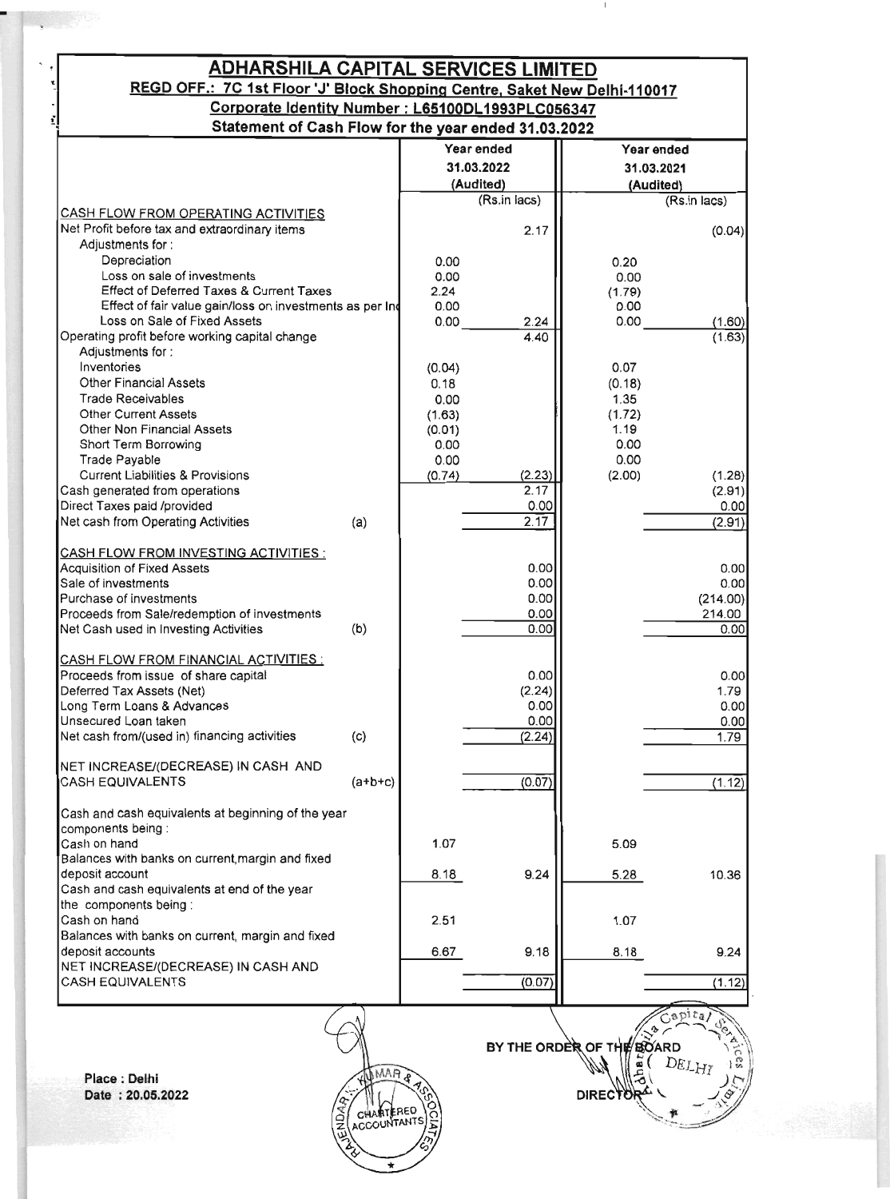# ADHARSHILA CAPITAL SERVICES LIMITED

**REGD OFF.: 7C 1st Floor 'J' Block Shopping Centre, Saket New Delhi-110017**

**Corporate Identity Number : L65100DL1993PLC056347**

**Statement of Cash Flow for the year ended 31.03.2022**

| | | Year ended 31.03.2022 (Audited) | | Year ended 31.03.2021 (Audited) | |
|---|---|---|---|---|---|
| | | | (Rs.in lacs) | | (Rs.in lacs) |
| CASH FLOW FROM OPERATING ACTIVITIES | | | | | |
| Net Profit before tax and extraordinary items | | | 2.17 | | (0.04) |
| Adjustments for : | | | | | |
| Depreciation | | 0.00 | | 0.20 | |
| Loss on sale of investments | | 0.00 | | 0.00 | |
| Effect of Deferred Taxes & Current Taxes | | 2.24 | | (1.79) | |
| Effect of fair value gain/loss on investments as per Ind | | 0.00 | | 0.00 | |
| Loss on Sale of Fixed Assets | | 0.00 | 2.24 | 0.00 | (1.60) |
| Operating profit before working capital change | | | 4.40 | | (1.63) |
| Adjustments for : | | | | | |
| Inventories | | (0.04) | | 0.07 | |
| Other Financial Assets | | 0.18 | | (0.18) | |
| Trade Receivables | | 0.00 | | 1.35 | |
| Other Current Assets | | (1.63) | | (1.72) | |
| Other Non Financial Assets | | (0.01) | | 1.19 | |
| Short Term Borrowing | | 0.00 | | 0.00 | |
| Trade Payable | | 0.00 | | 0.00 | |
| Current Liabilities & Provisions | | (0.74) | (2.23) | (2.00) | (1.28) |
| Cash generated from operations | | | 2.17 | | (2.91) |
| Direct Taxes paid /provided | | | 0.00 | | 0.00 |
| Net cash from Operating Activities | (a) | | 2.17 | | (2.91) |
| CASH FLOW FROM INVESTING ACTIVITIES : | | | | | |
| Acquisition of Fixed Assets | | | 0.00 | | 0.00 |
| Sale of investments | | | 0.00 | | 0.00 |
| Purchase of investments | | | 0.00 | | (214.00) |
| Proceeds from Sale/redemption of investments | | | 0.00 | | 214.00 |
| Net Cash used in Investing Activities | (b) | | 0.00 | | 0.00 |
| CASH FLOW FROM FINANCIAL ACTIVITIES : | | | | | |
| Proceeds from issue of share capital | | | 0.00 | | 0.00 |
| Deferred Tax Assets (Net) | | | (2.24) | | 1.79 |
| Long Term Loans & Advances | | | 0.00 | | 0.00 |
| Unsecured Loan taken | | | 0.00 | | 0.00 |
| Net cash from/(used in) financing activities | (c) | | (2.24) | | 1.79 |
| NET INCREASE/(DECREASE) IN CASH AND CASH EQUIVALENTS | (a+b+c) | | (0.07) | | (1.12) |
| Cash and cash equivalents at beginning of the year components being : | | | | | |
| Cash on hand | | 1.07 | | 5.09 | |
| Balances with banks on current,margin and fixed deposit account | | 8.18 | 9.24 | 5.28 | 10.36 |
| Cash and cash equivalents at end of the year the components being : | | | | | |
| Cash on hand | | 2.51 | | 1.07 | |
| Balances with banks on current, margin and fixed deposit accounts | | 6.67 | 9.18 | 8.18 | 9.24 |
| NET INCREASE/(DECREASE) IN CASH AND CASH EQUIVALENTS | | | (0.07) | | (1.12) |

BY THE ORDER OF THE BOARD

DIRECTOR

Place : Delhi

Date : 20.05.2022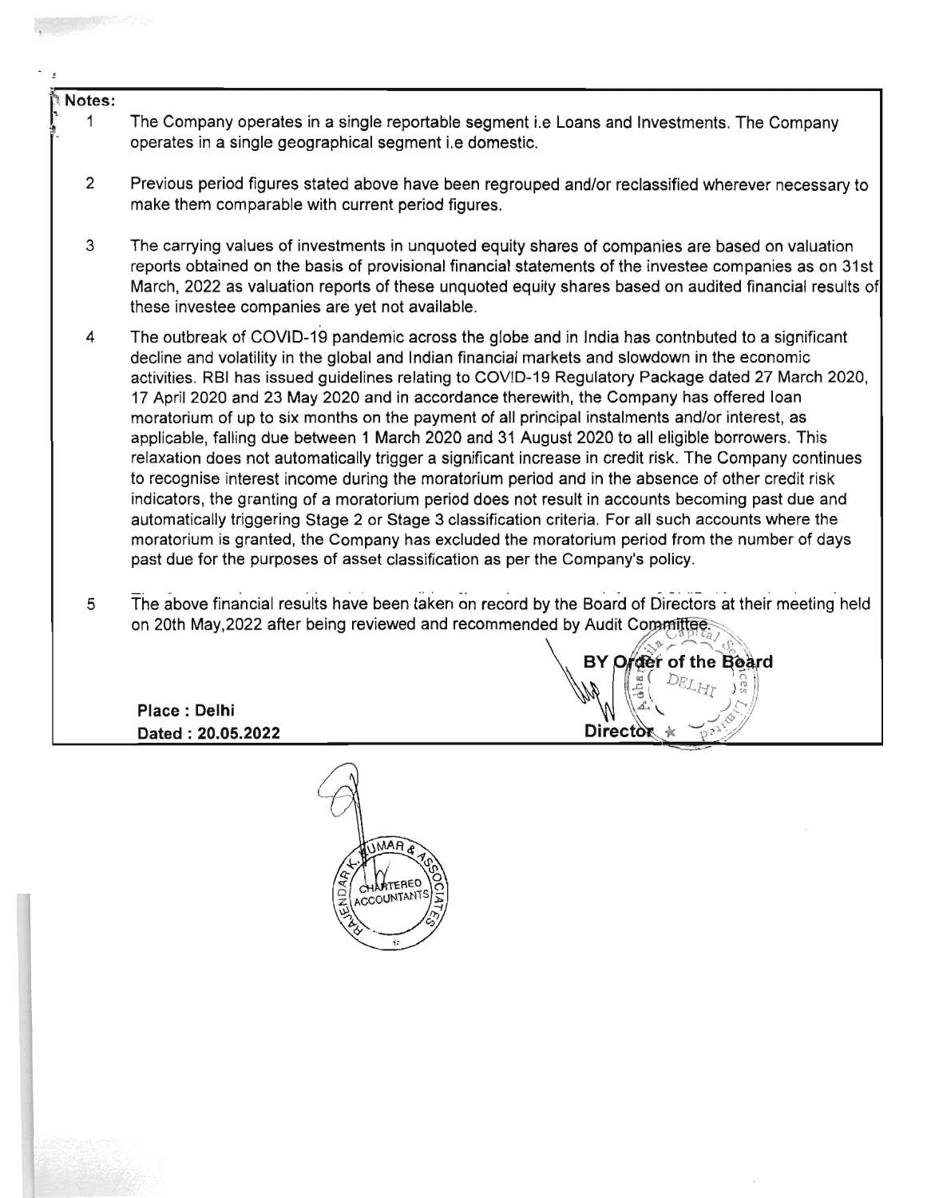**Notes:**

1. The Company operates in a single reportable segment i.e Loans and Investments. The Company operates in a single geographical segment i.e domestic.

2. Previous period figures stated above have been regrouped and/or reclassified wherever necessary to make them comparable with current period figures.

3. The carrying values of investments in unquoted equity shares of companies are based on valuation reports obtained on the basis of provisional financial statements of the investee companies as on 31st March, 2022 as valuation reports of these unquoted equity shares based on audited financial results of these investee companies are yet not available.

4. The outbreak of COVID-19 pandemic across the globe and in India has contnbuted to a significant decline and volatility in the global and Indian financial markets and slowdown in the economic activities. RBI has issued guidelines relating to COVID-19 Regulatory Package dated 27 March 2020, 17 April 2020 and 23 May 2020 and in accordance therewith, the Company has offered loan moratorium of up to six months on the payment of all principal instalments and/or interest, as applicable, falling due between 1 March 2020 and 31 August 2020 to all eligible borrowers. This relaxation does not automatically trigger a significant increase in credit risk. The Company continues to recognise interest income during the moratorium period and in the absence of other credit risk indicators, the granting of a moratorium period does not result in accounts becoming past due and automatically triggering Stage 2 or Stage 3 classification criteria. For all such accounts where the moratorium is granted, the Company has excluded the moratorium period from the number of days past due for the purposes of asset classification as per the Company's policy.

5. The above financial results have been taken on record by the Board of Directors at their meeting held on 20th May,2022 after being reviewed and recommended by Audit Committee.

BY Order of the Board

Director

Place : Delhi
Dated : 20.05.2022